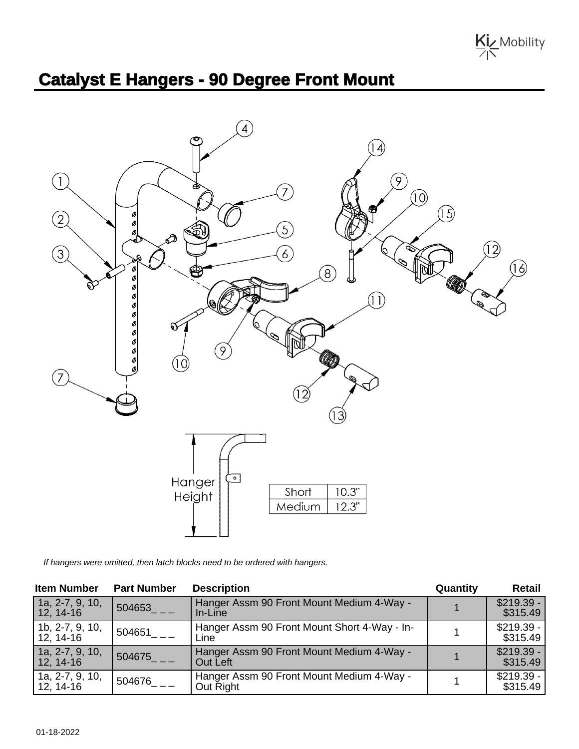# Catalyst E Hangers - 90 Degree Front Mount

| Hanger Height | |
|---|---|
| Short | 10.3" |
| Medium | 12.3" |

*If hangers were omitted, then latch blocks need to be ordered with hangers.*

| Item Number | Part Number | Description | Quantity | Retail |
|---|---|---|---|---|
| 1a, 2-7, 9, 10, 12, 14-16 | 504653_ _ _ | Hanger Assm 90 Front Mount Medium 4-Way - In-Line | 1 | $219.39 - $315.49 |
| 1b, 2-7, 9, 10, 12, 14-16 | 504651_ _ _ | Hanger Assm 90 Front Mount Short 4-Way - In-Line | 1 | $219.39 - $315.49 |
| 1a, 2-7, 9, 10, 12, 14-16 | 504675_ _ _ | Hanger Assm 90 Front Mount Medium 4-Way - Out Left | 1 | $219.39 - $315.49 |
| 1a, 2-7, 9, 10, 12, 14-16 | 504676_ _ _ | Hanger Assm 90 Front Mount Medium 4-Way - Out Right | 1 | $219.39 - $315.49 |

01-18-2022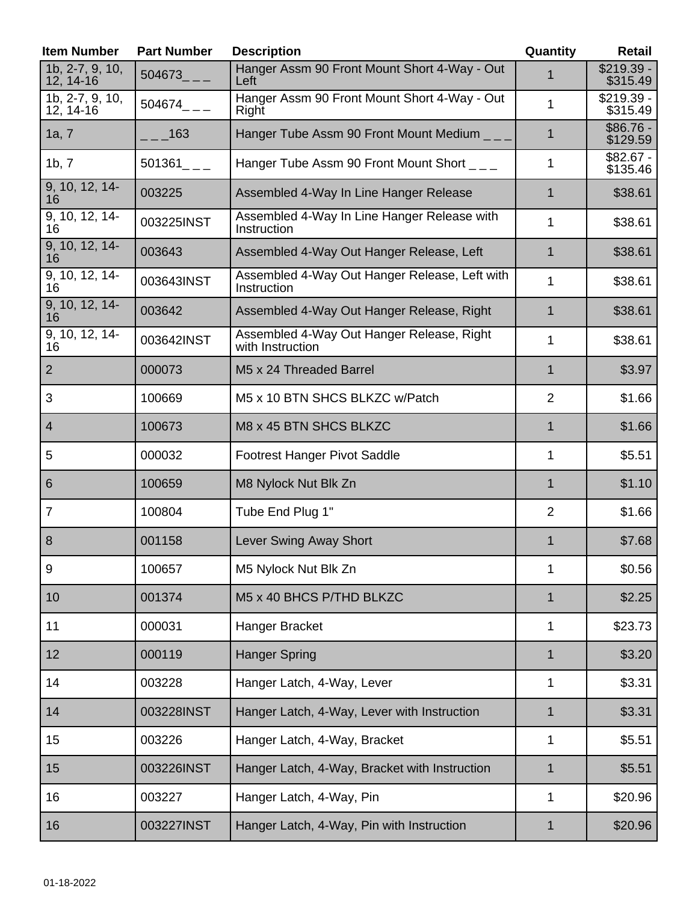| Item Number | Part Number | Description | Quantity | Retail |
|---|---|---|---|---|
| 1b, 2-7, 9, 10, 12, 14-16 | 504673_ _ _ | Hanger Assm 90 Front Mount Short 4-Way - Out Left | 1 | $219.39 - $315.49 |
| 1b, 2-7, 9, 10, 12, 14-16 | 504674_ _ _ | Hanger Assm 90 Front Mount Short 4-Way - Out Right | 1 | $219.39 - $315.49 |
| 1a, 7 | _ _ _163 | Hanger Tube Assm 90 Front Mount Medium _ _ _ | 1 | $86.76 - $129.59 |
| 1b, 7 | 501361_ _ _ | Hanger Tube Assm 90 Front Mount Short _ _ _ | 1 | $82.67 - $135.46 |
| 9, 10, 12, 14-16 | 003225 | Assembled 4-Way In Line Hanger Release | 1 | $38.61 |
| 9, 10, 12, 14-16 | 003225INST | Assembled 4-Way In Line Hanger Release with Instruction | 1 | $38.61 |
| 9, 10, 12, 14-16 | 003643 | Assembled 4-Way Out Hanger Release, Left | 1 | $38.61 |
| 9, 10, 12, 14-16 | 003643INST | Assembled 4-Way Out Hanger Release, Left with Instruction | 1 | $38.61 |
| 9, 10, 12, 14-16 | 003642 | Assembled 4-Way Out Hanger Release, Right | 1 | $38.61 |
| 9, 10, 12, 14-16 | 003642INST | Assembled 4-Way Out Hanger Release, Right with Instruction | 1 | $38.61 |
| 2 | 000073 | M5 x 24 Threaded Barrel | 1 | $3.97 |
| 3 | 100669 | M5 x 10 BTN SHCS BLKZC w/Patch | 2 | $1.66 |
| 4 | 100673 | M8 x 45 BTN SHCS BLKZC | 1 | $1.66 |
| 5 | 000032 | Footrest Hanger Pivot Saddle | 1 | $5.51 |
| 6 | 100659 | M8 Nylock Nut Blk Zn | 1 | $1.10 |
| 7 | 100804 | Tube End Plug 1" | 2 | $1.66 |
| 8 | 001158 | Lever Swing Away Short | 1 | $7.68 |
| 9 | 100657 | M5 Nylock Nut Blk Zn | 1 | $0.56 |
| 10 | 001374 | M5 x 40 BHCS P/THD BLKZC | 1 | $2.25 |
| 11 | 000031 | Hanger Bracket | 1 | $23.73 |
| 12 | 000119 | Hanger Spring | 1 | $3.20 |
| 14 | 003228 | Hanger Latch, 4-Way, Lever | 1 | $3.31 |
| 14 | 003228INST | Hanger Latch, 4-Way, Lever with Instruction | 1 | $3.31 |
| 15 | 003226 | Hanger Latch, 4-Way, Bracket | 1 | $5.51 |
| 15 | 003226INST | Hanger Latch, 4-Way, Bracket with Instruction | 1 | $5.51 |
| 16 | 003227 | Hanger Latch, 4-Way, Pin | 1 | $20.96 |
| 16 | 003227INST | Hanger Latch, 4-Way, Pin with Instruction | 1 | $20.96 |

01-18-2022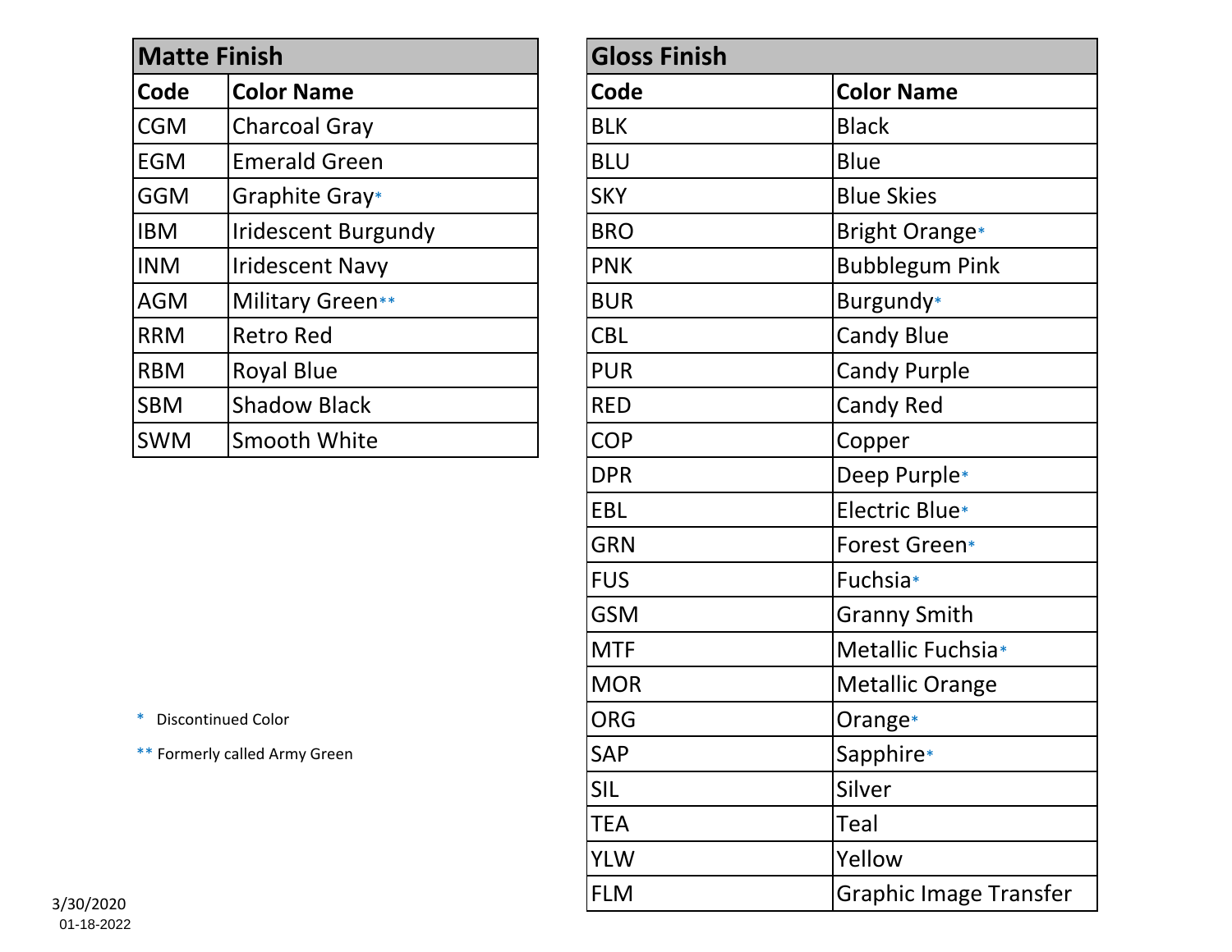| Matte Finish | |
|---|---|
| **Code** | **Color Name** |
| CGM | Charcoal Gray |
| EGM | Emerald Green |
| GGM | Graphite Gray* |
| IBM | Iridescent Burgundy |
| INM | Iridescent Navy |
| AGM | Military Green** |
| RRM | Retro Red |
| RBM | Royal Blue |
| SBM | Shadow Black |
| SWM | Smooth White |

\* Discontinued Color

** Formerly called Army Green

| Gloss Finish | |
|---|---|
| **Code** | **Color Name** |
| BLK | Black |
| BLU | Blue |
| SKY | Blue Skies |
| BRO | Bright Orange* |
| PNK | Bubblegum Pink |
| BUR | Burgundy* |
| CBL | Candy Blue |
| PUR | Candy Purple |
| RED | Candy Red |
| COP | Copper |
| DPR | Deep Purple* |
| EBL | Electric Blue* |
| GRN | Forest Green* |
| FUS | Fuchsia* |
| GSM | Granny Smith |
| MTF | Metallic Fuchsia* |
| MOR | Metallic Orange |
| ORG | Orange* |
| SAP | Sapphire* |
| SIL | Silver |
| TEA | Teal |
| YLW | Yellow |
| FLM | Graphic Image Transfer |

3/30/2020
01-18-2022